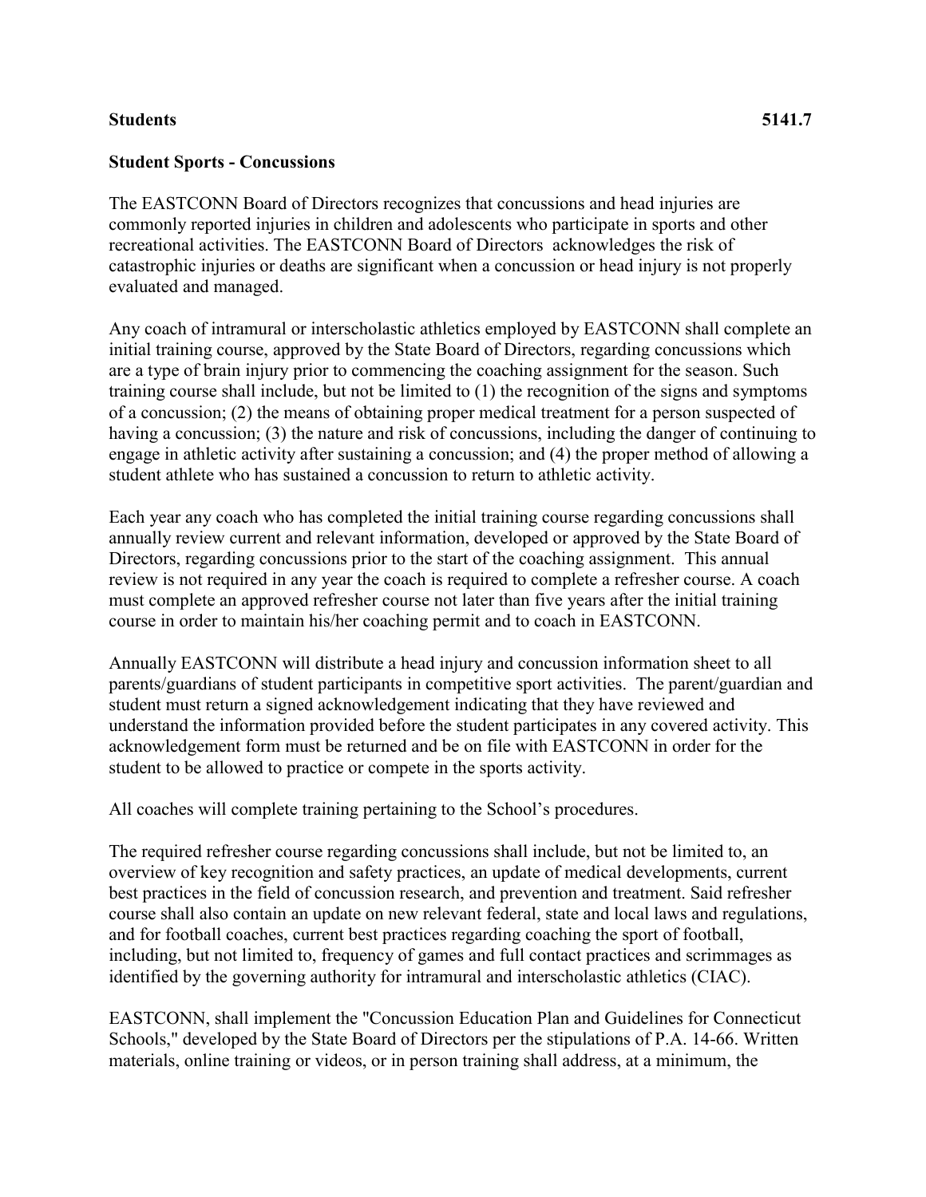**Students** **5141.7**

**Student Sports - Concussions**

The EASTCONN Board of Directors recognizes that concussions and head injuries are commonly reported injuries in children and adolescents who participate in sports and other recreational activities. The EASTCONN Board of Directors acknowledges the risk of catastrophic injuries or deaths are significant when a concussion or head injury is not properly evaluated and managed.

Any coach of intramural or interscholastic athletics employed by EASTCONN shall complete an initial training course, approved by the State Board of Directors, regarding concussions which are a type of brain injury prior to commencing the coaching assignment for the season. Such training course shall include, but not be limited to (1) the recognition of the signs and symptoms of a concussion; (2) the means of obtaining proper medical treatment for a person suspected of having a concussion; (3) the nature and risk of concussions, including the danger of continuing to engage in athletic activity after sustaining a concussion; and (4) the proper method of allowing a student athlete who has sustained a concussion to return to athletic activity.

Each year any coach who has completed the initial training course regarding concussions shall annually review current and relevant information, developed or approved by the State Board of Directors, regarding concussions prior to the start of the coaching assignment. This annual review is not required in any year the coach is required to complete a refresher course. A coach must complete an approved refresher course not later than five years after the initial training course in order to maintain his/her coaching permit and to coach in EASTCONN.

Annually EASTCONN will distribute a head injury and concussion information sheet to all parents/guardians of student participants in competitive sport activities. The parent/guardian and student must return a signed acknowledgement indicating that they have reviewed and understand the information provided before the student participates in any covered activity. This acknowledgement form must be returned and be on file with EASTCONN in order for the student to be allowed to practice or compete in the sports activity.

All coaches will complete training pertaining to the School's procedures.

The required refresher course regarding concussions shall include, but not be limited to, an overview of key recognition and safety practices, an update of medical developments, current best practices in the field of concussion research, and prevention and treatment. Said refresher course shall also contain an update on new relevant federal, state and local laws and regulations, and for football coaches, current best practices regarding coaching the sport of football, including, but not limited to, frequency of games and full contact practices and scrimmages as identified by the governing authority for intramural and interscholastic athletics (CIAC).

EASTCONN, shall implement the "Concussion Education Plan and Guidelines for Connecticut Schools," developed by the State Board of Directors per the stipulations of P.A. 14-66. Written materials, online training or videos, or in person training shall address, at a minimum, the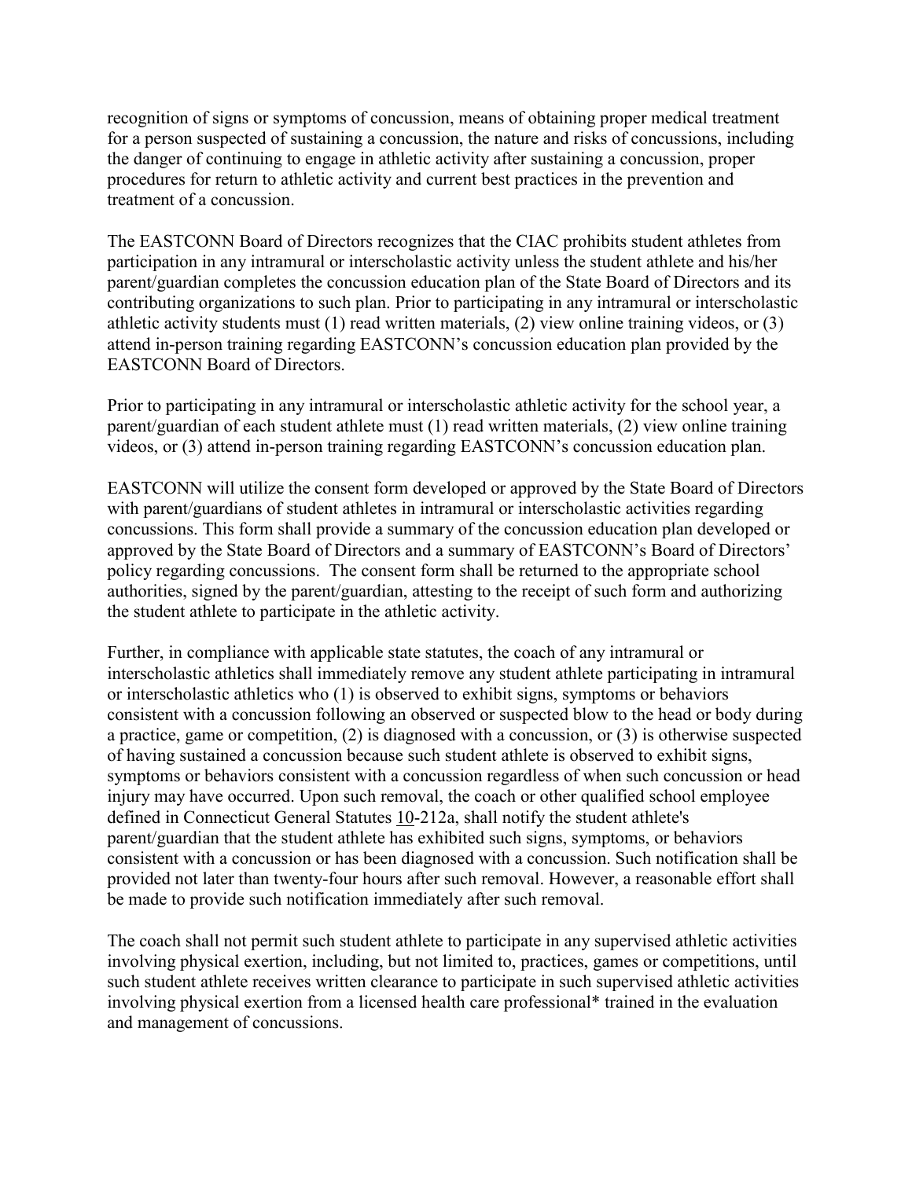recognition of signs or symptoms of concussion, means of obtaining proper medical treatment for a person suspected of sustaining a concussion, the nature and risks of concussions, including the danger of continuing to engage in athletic activity after sustaining a concussion, proper procedures for return to athletic activity and current best practices in the prevention and treatment of a concussion.

The EASTCONN Board of Directors recognizes that the CIAC prohibits student athletes from participation in any intramural or interscholastic activity unless the student athlete and his/her parent/guardian completes the concussion education plan of the State Board of Directors and its contributing organizations to such plan. Prior to participating in any intramural or interscholastic athletic activity students must (1) read written materials, (2) view online training videos, or (3) attend in-person training regarding EASTCONN's concussion education plan provided by the EASTCONN Board of Directors.

Prior to participating in any intramural or interscholastic athletic activity for the school year, a parent/guardian of each student athlete must (1) read written materials, (2) view online training videos, or (3) attend in-person training regarding EASTCONN's concussion education plan.

EASTCONN will utilize the consent form developed or approved by the State Board of Directors with parent/guardians of student athletes in intramural or interscholastic activities regarding concussions. This form shall provide a summary of the concussion education plan developed or approved by the State Board of Directors and a summary of EASTCONN's Board of Directors' policy regarding concussions. The consent form shall be returned to the appropriate school authorities, signed by the parent/guardian, attesting to the receipt of such form and authorizing the student athlete to participate in the athletic activity.

Further, in compliance with applicable state statutes, the coach of any intramural or interscholastic athletics shall immediately remove any student athlete participating in intramural or interscholastic athletics who (1) is observed to exhibit signs, symptoms or behaviors consistent with a concussion following an observed or suspected blow to the head or body during a practice, game or competition, (2) is diagnosed with a concussion, or (3) is otherwise suspected of having sustained a concussion because such student athlete is observed to exhibit signs, symptoms or behaviors consistent with a concussion regardless of when such concussion or head injury may have occurred. Upon such removal, the coach or other qualified school employee defined in Connecticut General Statutes 10-212a, shall notify the student athlete's parent/guardian that the student athlete has exhibited such signs, symptoms, or behaviors consistent with a concussion or has been diagnosed with a concussion. Such notification shall be provided not later than twenty-four hours after such removal. However, a reasonable effort shall be made to provide such notification immediately after such removal.

The coach shall not permit such student athlete to participate in any supervised athletic activities involving physical exertion, including, but not limited to, practices, games or competitions, until such student athlete receives written clearance to participate in such supervised athletic activities involving physical exertion from a licensed health care professional* trained in the evaluation and management of concussions.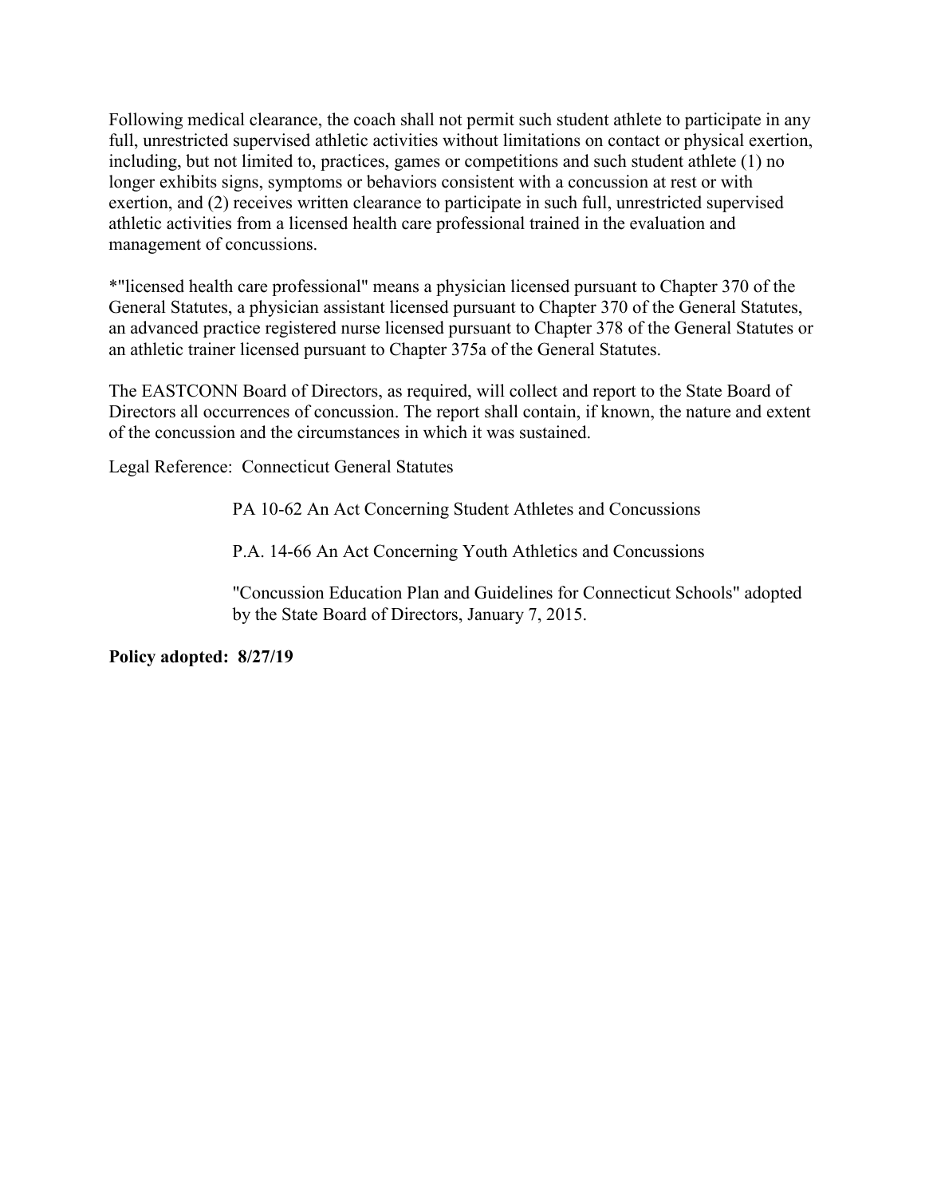Following medical clearance, the coach shall not permit such student athlete to participate in any full, unrestricted supervised athletic activities without limitations on contact or physical exertion, including, but not limited to, practices, games or competitions and such student athlete (1) no longer exhibits signs, symptoms or behaviors consistent with a concussion at rest or with exertion, and (2) receives written clearance to participate in such full, unrestricted supervised athletic activities from a licensed health care professional trained in the evaluation and management of concussions.

*"licensed health care professional" means a physician licensed pursuant to Chapter 370 of the General Statutes, a physician assistant licensed pursuant to Chapter 370 of the General Statutes, an advanced practice registered nurse licensed pursuant to Chapter 378 of the General Statutes or an athletic trainer licensed pursuant to Chapter 375a of the General Statutes.

The EASTCONN Board of Directors, as required, will collect and report to the State Board of Directors all occurrences of concussion. The report shall contain, if known, the nature and extent of the concussion and the circumstances in which it was sustained.

Legal Reference: Connecticut General Statutes

PA 10-62 An Act Concerning Student Athletes and Concussions

P.A. 14-66 An Act Concerning Youth Athletics and Concussions

"Concussion Education Plan and Guidelines for Connecticut Schools" adopted by the State Board of Directors, January 7, 2015.

**Policy adopted: 8/27/19**